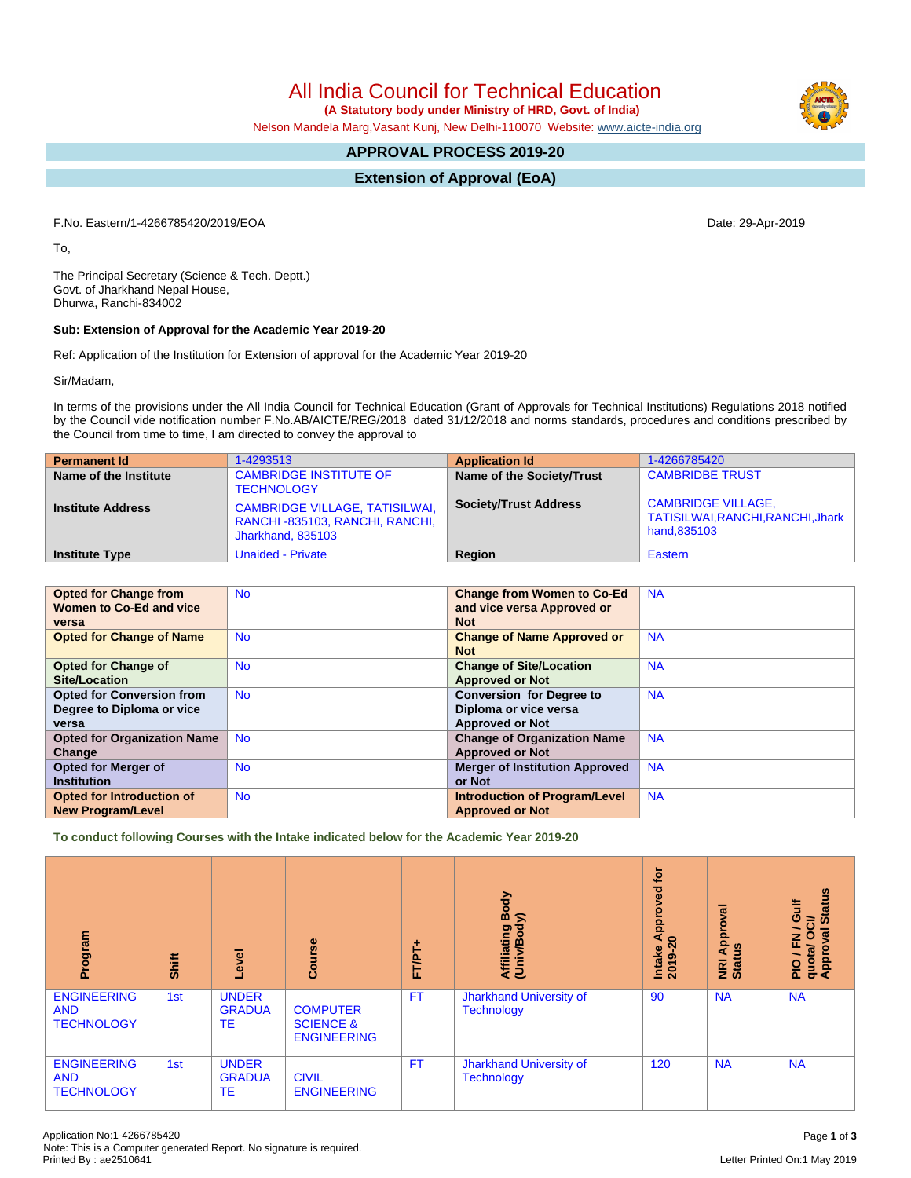# All India Council for Technical Education

**(A Statutory body under Ministry of HRD, Govt. of India)**

Nelson Mandela Marg,Vasant Kunj, New Delhi-110070 Website: www.aicte-india.org

## APPROVAL PROCESS 2019-20

## Extension of Approval (EoA)

F.No. Eastern/1-4266785420/2019/EOA

Date: 29-Apr-2019

To,

The Principal Secretary (Science & Tech. Deptt.)
Govt. of Jharkhand Nepal House,
Dhurwa, Ranchi-834002

**Sub: Extension of Approval for the Academic Year 2019-20**

Ref: Application of the Institution for Extension of approval for the Academic Year 2019-20

Sir/Madam,

In terms of the provisions under the All India Council for Technical Education (Grant of Approvals for Technical Institutions) Regulations 2018 notified by the Council vide notification number F.No.AB/AICTE/REG/2018 dated 31/12/2018 and norms standards, procedures and conditions prescribed by the Council from time to time, I am directed to convey the approval to

| **Permanent Id** | 1-4293513 | **Application Id** | 1-4266785420 |
|---|---|---|---|
| **Name of the Institute** | CAMBRIDGE INSTITUTE OF TECHNOLOGY | **Name of the Society/Trust** | CAMBRIDBE TRUST |
| **Institute Address** | CAMBRIDGE VILLAGE, TATISILWAI, RANCHI -835103, RANCHI, RANCHI, Jharkhand, 835103 | **Society/Trust Address** | CAMBRIDGE VILLAGE, TATISILWAI,RANCHI,RANCHI,Jharkhand,835103 |
| **Institute Type** | Unaided - Private | **Region** | Eastern |

| **Opted for Change from Women to Co-Ed and vice versa** | No | **Change from Women to Co-Ed and vice versa Approved or Not** | NA |
|---|---|---|---|
| **Opted for Change of Name** | No | **Change of Name Approved or Not** | NA |
| **Opted for Change of Site/Location** | No | **Change of Site/Location Approved or Not** | NA |
| **Opted for Conversion from Degree to Diploma or vice versa** | No | **Conversion for Degree to Diploma or vice versa Approved or Not** | NA |
| **Opted for Organization Name Change** | No | **Change of Organization Name Approved or Not** | NA |
| **Opted for Merger of Institution** | No | **Merger of Institution Approved or Not** | NA |
| **Opted for Introduction of New Program/Level** | No | **Introduction of Program/Level Approved or Not** | NA |

**To conduct following Courses with the Intake indicated below for the Academic Year 2019-20**

| Program | Shift | Level | Course | FT/PT+ | Affiliating Body (Univ/Body) | Intake Approved for 2019-20 | NRI Approval Status | PIO / FN / Gulf quota/ OCI/ Approval Status |
|---|---|---|---|---|---|---|---|---|
| ENGINEERING AND TECHNOLOGY | 1st | UNDER GRADUATE | COMPUTER SCIENCE & ENGINEERING | FT | Jharkhand University of Technology | 90 | NA | NA |
| ENGINEERING AND TECHNOLOGY | 1st | UNDER GRADUATE | CIVIL ENGINEERING | FT | Jharkhand University of Technology | 120 | NA | NA |

Application No:1-4266785420
Note: This is a Computer generated Report. No signature is required.
Printed By : ae2510641

Letter Printed On:1 May 2019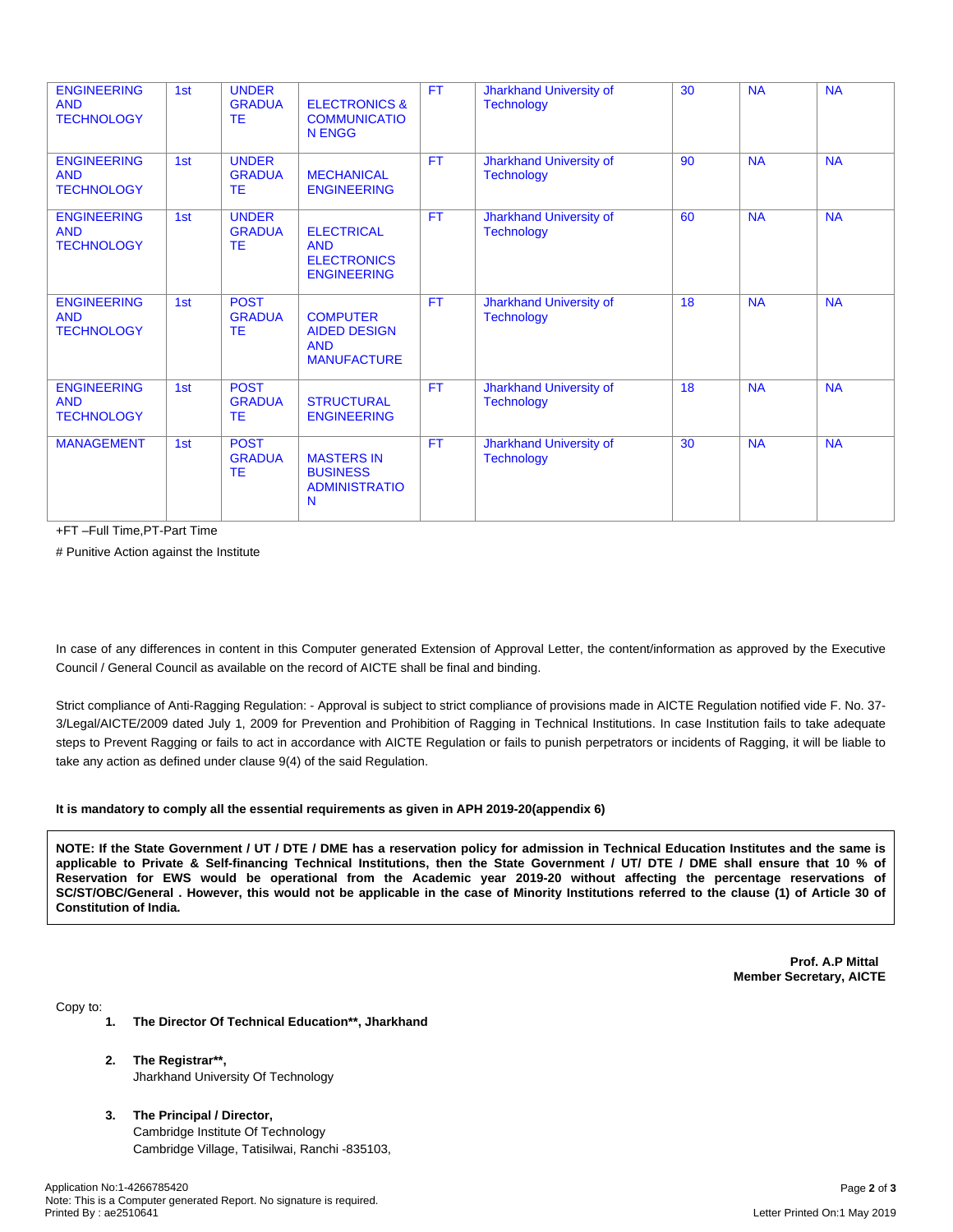| | | | | | | | | |
|---|---|---|---|---|---|---|---|---|
| ENGINEERING AND TECHNOLOGY | 1st | UNDER GRADUATE | ELECTRONICS & COMMUNICATION ENGG | FT | Jharkhand University of Technology | 30 | NA | NA |
| ENGINEERING AND TECHNOLOGY | 1st | UNDER GRADUATE | MECHANICAL ENGINEERING | FT | Jharkhand University of Technology | 90 | NA | NA |
| ENGINEERING AND TECHNOLOGY | 1st | UNDER GRADUATE | ELECTRICAL AND ELECTRONICS ENGINEERING | FT | Jharkhand University of Technology | 60 | NA | NA |
| ENGINEERING AND TECHNOLOGY | 1st | POST GRADUATE | COMPUTER AIDED DESIGN AND MANUFACTURE | FT | Jharkhand University of Technology | 18 | NA | NA |
| ENGINEERING AND TECHNOLOGY | 1st | POST GRADUATE | STRUCTURAL ENGINEERING | FT | Jharkhand University of Technology | 18 | NA | NA |
| MANAGEMENT | 1st | POST GRADUATE | MASTERS IN BUSINESS ADMINISTRATION | FT | Jharkhand University of Technology | 30 | NA | NA |

+FT –Full Time,PT-Part Time

# Punitive Action against the Institute

In case of any differences in content in this Computer generated Extension of Approval Letter, the content/information as approved by the Executive Council / General Council as available on the record of AICTE shall be final and binding.

Strict compliance of Anti-Ragging Regulation: - Approval is subject to strict compliance of provisions made in AICTE Regulation notified vide F. No. 37-3/Legal/AICTE/2009 dated July 1, 2009 for Prevention and Prohibition of Ragging in Technical Institutions. In case Institution fails to take adequate steps to Prevent Ragging or fails to act in accordance with AICTE Regulation or fails to punish perpetrators or incidents of Ragging, it will be liable to take any action as defined under clause 9(4) of the said Regulation.

**It is mandatory to comply all the essential requirements as given in APH 2019-20(appendix 6)**

**NOTE: If the State Government / UT / DTE / DME has a reservation policy for admission in Technical Education Institutes and the same is applicable to Private & Self-financing Technical Institutions, then the State Government / UT/ DTE / DME shall ensure that 10 % of Reservation for EWS would be operational from the Academic year 2019-20 without affecting the percentage reservations of SC/ST/OBC/General . However, this would not be applicable in the case of Minority Institutions referred to the clause (1) of Article 30 of Constitution of India.**

**Prof. A.P Mittal**
**Member Secretary, AICTE**

Copy to:

1. **The Director Of Technical Education**\*\*, Jharkhand**

2. **The Registrar**\*\*,**
   Jharkhand University Of Technology

3. **The Principal / Director,**
   Cambridge Institute Of Technology
   Cambridge Village, Tatisilwai, Ranchi -835103,

Application No:1-4266785420
Note: This is a Computer generated Report. No signature is required.
Printed By : ae2510641

Letter Printed On:1 May 2019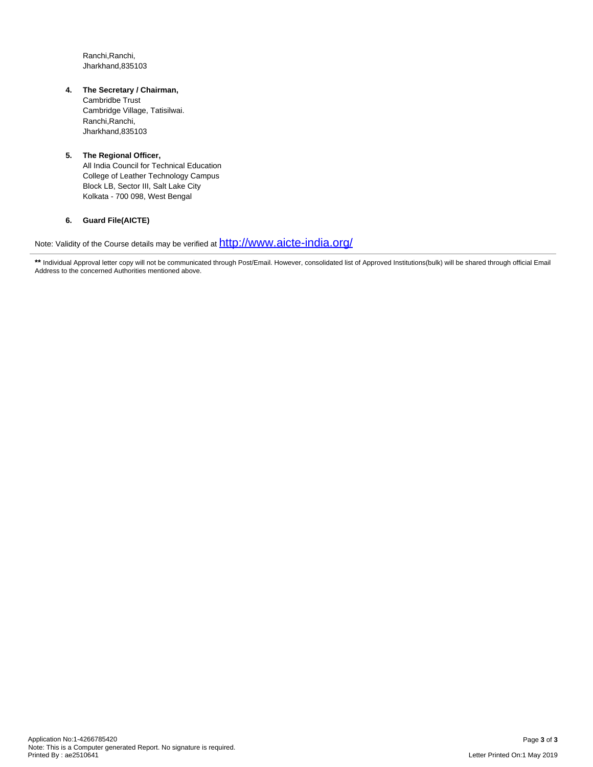Ranchi,Ranchi,
Jharkhand,835103

4. **The Secretary / Chairman,**
   Cambridbe Trust
   Cambridge Village, Tatisilwai.
   Ranchi,Ranchi,
   Jharkhand,835103

5. **The Regional Officer,**
   All India Council for Technical Education
   College of Leather Technology Campus
   Block LB, Sector III, Salt Lake City
   Kolkata - 700 098, West Bengal

6. **Guard File(AICTE)**

Note: Validity of the Course details may be verified at http://www.aicte-india.org/

---

**\*\*** Individual Approval letter copy will not be communicated through Post/Email. However, consolidated list of Approved Institutions(bulk) will be shared through official Email Address to the concerned Authorities mentioned above.

Application No:1-4266785420
Note: This is a Computer generated Report. No signature is required.
Printed By : ae2510641

Letter Printed On:1 May 2019